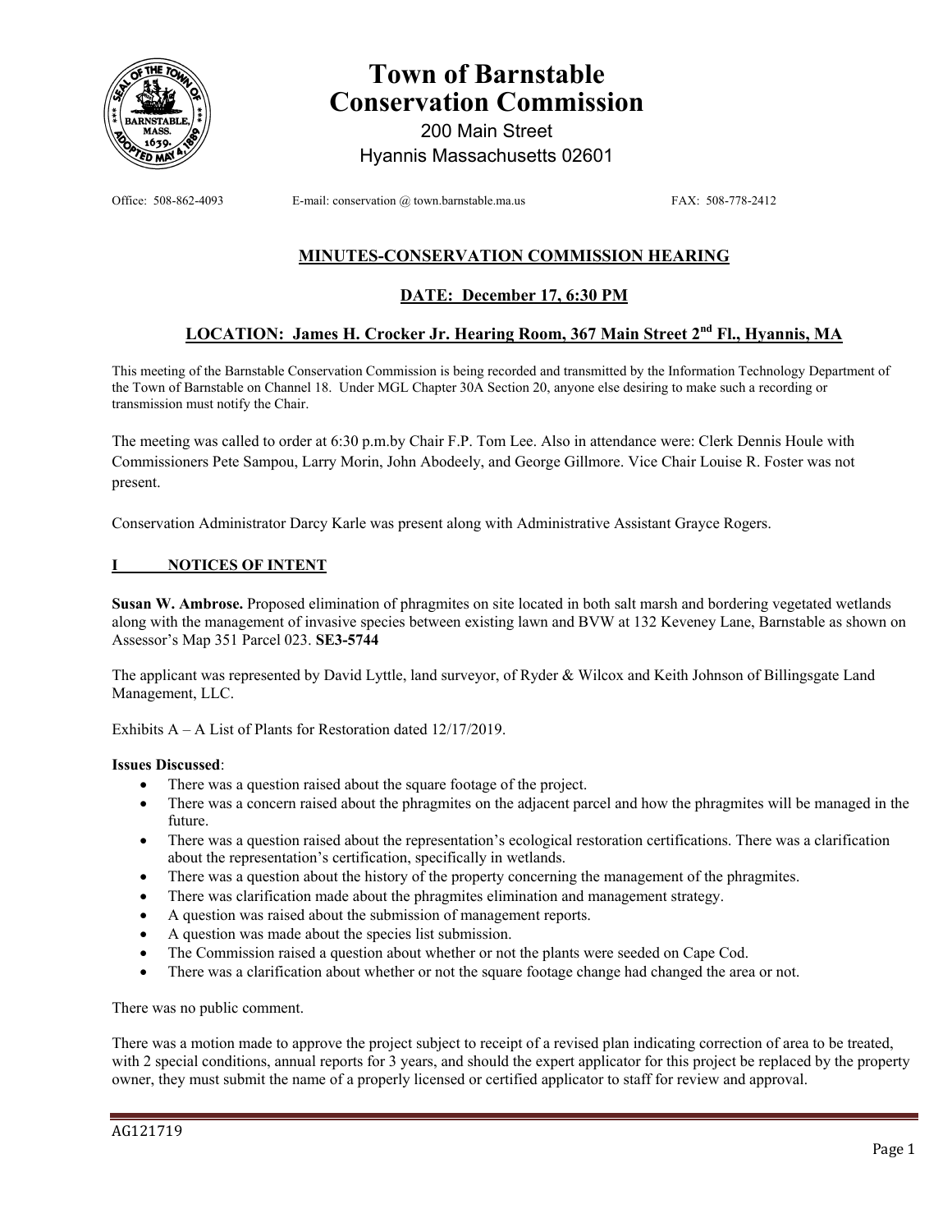# Town of Barnstable Conservation Commission

200 Main Street
Hyannis Massachusetts 02601

Office: 508-862-4093 E-mail: conservation @ town.barnstable.ma.us FAX: 508-778-2412

## MINUTES-CONSERVATION COMMISSION HEARING

## DATE: December 17, 6:30 PM

## LOCATION: James H. Crocker Jr. Hearing Room, 367 Main Street 2nd Fl., Hyannis, MA

This meeting of the Barnstable Conservation Commission is being recorded and transmitted by the Information Technology Department of the Town of Barnstable on Channel 18. Under MGL Chapter 30A Section 20, anyone else desiring to make such a recording or transmission must notify the Chair.

The meeting was called to order at 6:30 p.m.by Chair F.P. Tom Lee. Also in attendance were: Clerk Dennis Houle with Commissioners Pete Sampou, Larry Morin, John Abodeely, and George Gillmore. Vice Chair Louise R. Foster was not present.

Conservation Administrator Darcy Karle was present along with Administrative Assistant Grayce Rogers.

### I NOTICES OF INTENT

**Susan W. Ambrose.** Proposed elimination of phragmites on site located in both salt marsh and bordering vegetated wetlands along with the management of invasive species between existing lawn and BVW at 132 Keveney Lane, Barnstable as shown on Assessor's Map 351 Parcel 023. **SE3-5744**

The applicant was represented by David Lyttle, land surveyor, of Ryder & Wilcox and Keith Johnson of Billingsgate Land Management, LLC.

Exhibits A – A List of Plants for Restoration dated 12/17/2019.

**Issues Discussed**:

- There was a question raised about the square footage of the project.
- There was a concern raised about the phragmites on the adjacent parcel and how the phragmites will be managed in the future.
- There was a question raised about the representation's ecological restoration certifications. There was a clarification about the representation's certification, specifically in wetlands.
- There was a question about the history of the property concerning the management of the phragmites.
- There was clarification made about the phragmites elimination and management strategy.
- A question was raised about the submission of management reports.
- A question was made about the species list submission.
- The Commission raised a question about whether or not the plants were seeded on Cape Cod.
- There was a clarification about whether or not the square footage change had changed the area or not.

There was no public comment.

There was a motion made to approve the project subject to receipt of a revised plan indicating correction of area to be treated, with 2 special conditions, annual reports for 3 years, and should the expert applicator for this project be replaced by the property owner, they must submit the name of a properly licensed or certified applicator to staff for review and approval.

AG121719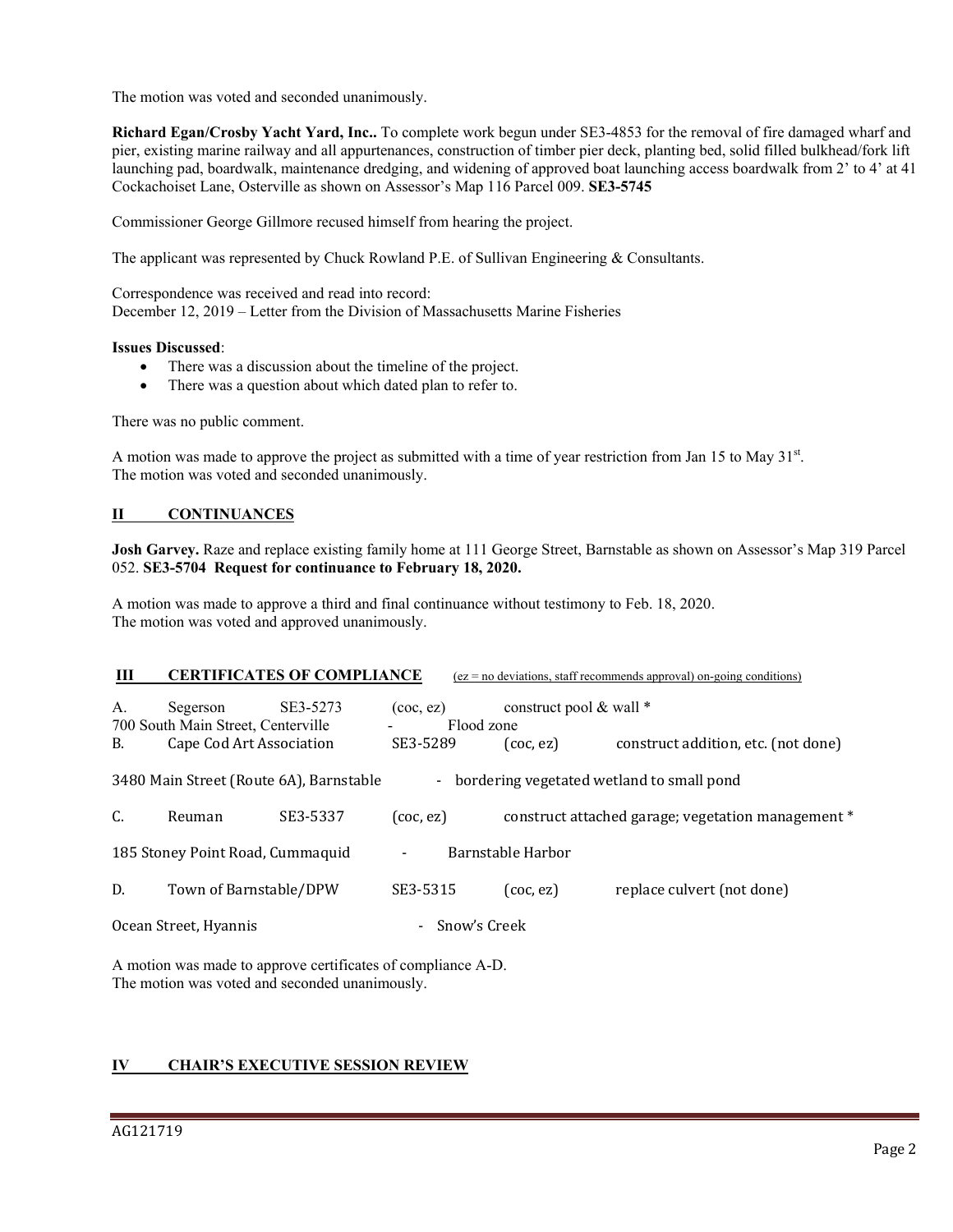The motion was voted and seconded unanimously.

**Richard Egan/Crosby Yacht Yard, Inc..** To complete work begun under SE3-4853 for the removal of fire damaged wharf and pier, existing marine railway and all appurtenances, construction of timber pier deck, planting bed, solid filled bulkhead/fork lift launching pad, boardwalk, maintenance dredging, and widening of approved boat launching access boardwalk from 2' to 4' at 41 Cockachoiset Lane, Osterville as shown on Assessor's Map 116 Parcel 009. **SE3-5745**

Commissioner George Gillmore recused himself from hearing the project.

The applicant was represented by Chuck Rowland P.E. of Sullivan Engineering & Consultants.

Correspondence was received and read into record:
December 12, 2019 – Letter from the Division of Massachusetts Marine Fisheries

**Issues Discussed**:

- There was a discussion about the timeline of the project.
- There was a question about which dated plan to refer to.

There was no public comment.

A motion was made to approve the project as submitted with a time of year restriction from Jan 15 to May 31st.
The motion was voted and seconded unanimously.

## II CONTINUANCES

**Josh Garvey.** Raze and replace existing family home at 111 George Street, Barnstable as shown on Assessor's Map 319 Parcel 052. **SE3-5704 Request for continuance to February 18, 2020.**

A motion was made to approve a third and final continuance without testimony to Feb. 18, 2020.
The motion was voted and approved unanimously.

## III CERTIFICATES OF COMPLIANCE (ez = no deviations, staff recommends approval) on-going conditions)

A. Segerson SE3-5273 (coc, ez) construct pool & wall *
700 South Main Street, Centerville - Flood zone

B. Cape Cod Art Association SE3-5289 (coc, ez) construct addition, etc. (not done)
3480 Main Street (Route 6A), Barnstable - bordering vegetated wetland to small pond

C. Reuman SE3-5337 (coc, ez) construct attached garage; vegetation management *
185 Stoney Point Road, Cummaquid - Barnstable Harbor

D. Town of Barnstable/DPW SE3-5315 (coc, ez) replace culvert (not done)
Ocean Street, Hyannis - Snow's Creek

A motion was made to approve certificates of compliance A-D.
The motion was voted and seconded unanimously.

## IV CHAIR'S EXECUTIVE SESSION REVIEW

AG121719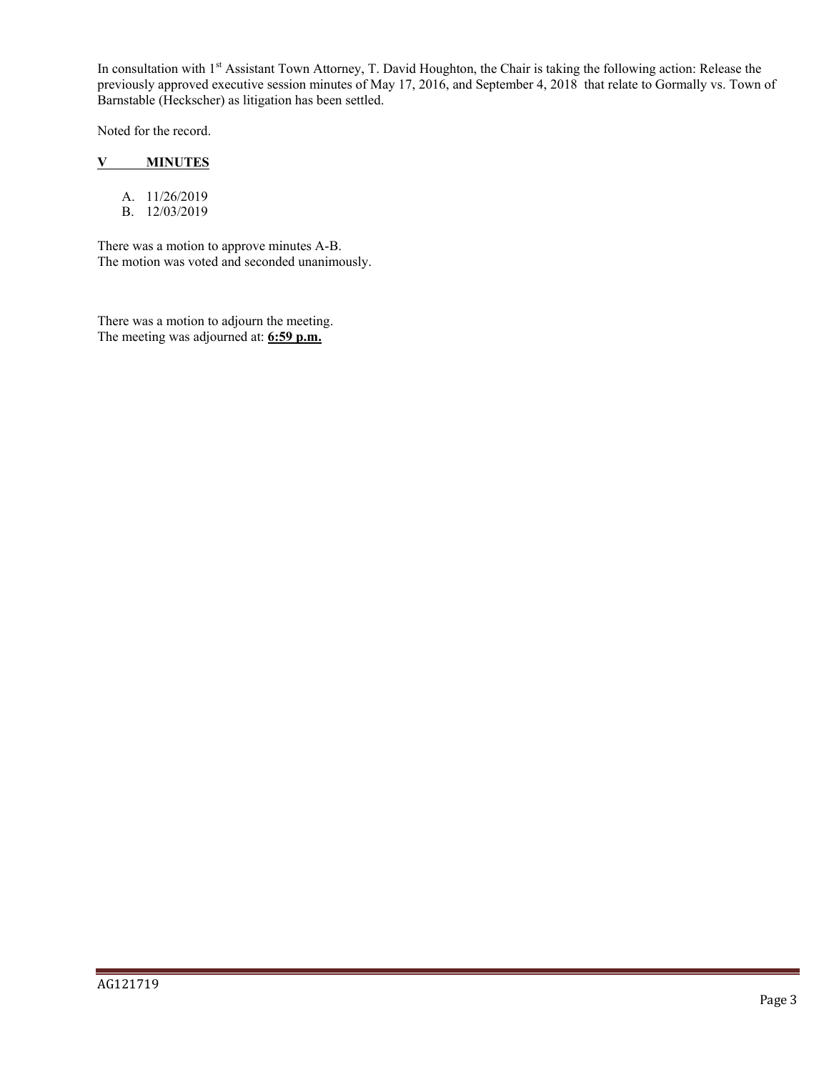In consultation with 1st Assistant Town Attorney, T. David Houghton, the Chair is taking the following action: Release the previously approved executive session minutes of May 17, 2016, and September 4, 2018 that relate to Gormally vs. Town of Barnstable (Heckscher) as litigation has been settled.

Noted for the record.

## V MINUTES

A. 11/26/2019
B. 12/03/2019

There was a motion to approve minutes A-B.
The motion was voted and seconded unanimously.

There was a motion to adjourn the meeting.
The meeting was adjourned at: **6:59 p.m.**